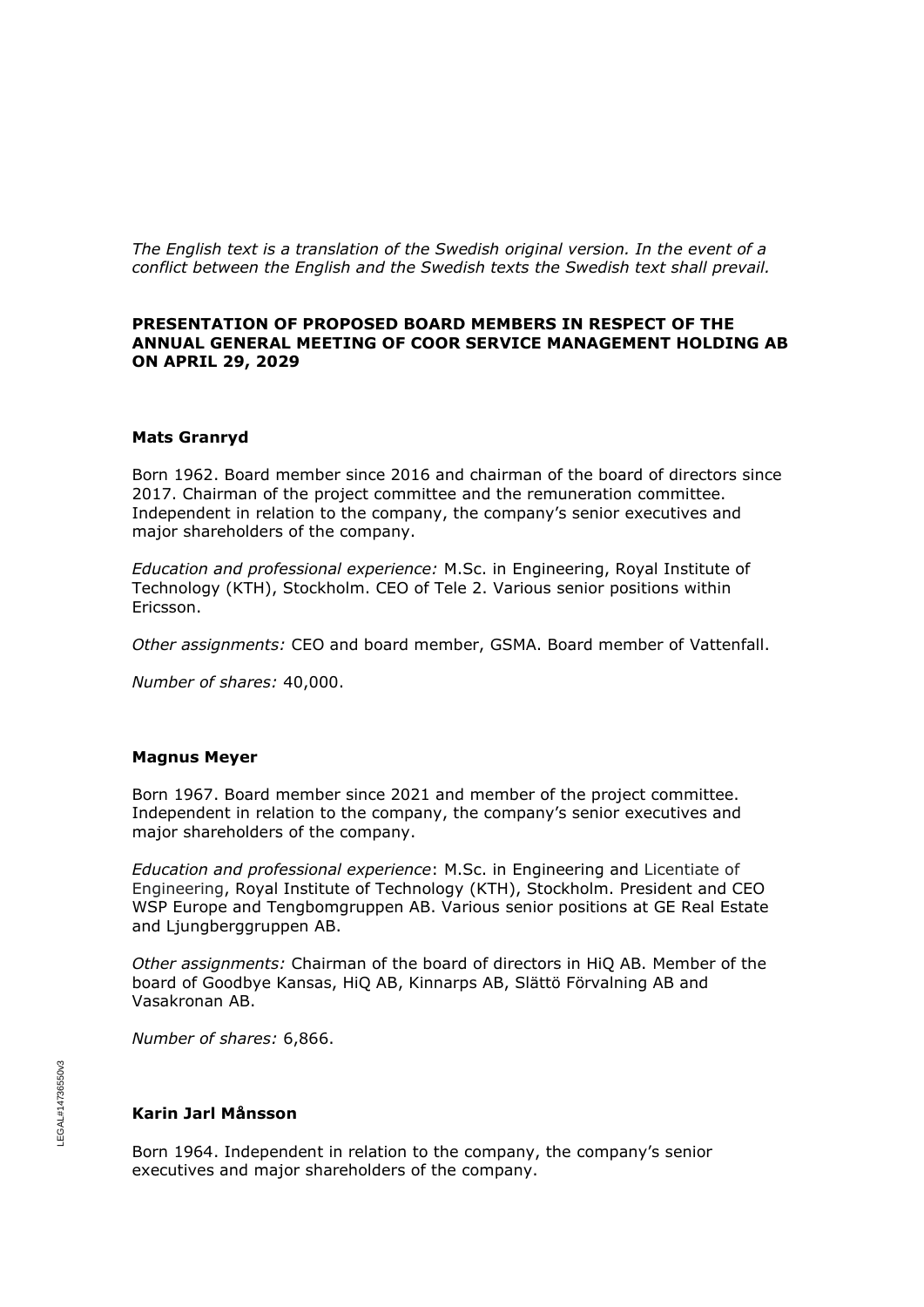*The English text is a translation of the Swedish original version. In the event of a conflict between the English and the Swedish texts the Swedish text shall prevail.*

**PRESENTATION OF PROPOSED BOARD MEMBERS IN RESPECT OF THE ANNUAL GENERAL MEETING OF COOR SERVICE MANAGEMENT HOLDING AB ON APRIL 29, 2029**

**Mats Granryd**

Born 1962. Board member since 2016 and chairman of the board of directors since 2017. Chairman of the project committee and the remuneration committee. Independent in relation to the company, the company's senior executives and major shareholders of the company.

*Education and professional experience:* M.Sc. in Engineering, Royal Institute of Technology (KTH), Stockholm. CEO of Tele 2. Various senior positions within Ericsson.

*Other assignments:* CEO and board member, GSMA. Board member of Vattenfall.

*Number of shares:* 40,000.

**Magnus Meyer**

Born 1967. Board member since 2021 and member of the project committee. Independent in relation to the company, the company's senior executives and major shareholders of the company.

*Education and professional experience*: M.Sc. in Engineering and Licentiate of Engineering, Royal Institute of Technology (KTH), Stockholm. President and CEO WSP Europe and Tengbomgruppen AB. Various senior positions at GE Real Estate and Ljungberggruppen AB.

*Other assignments:* Chairman of the board of directors in HiQ AB. Member of the board of Goodbye Kansas, HiQ AB, Kinnarps AB, Slättö Förvalning AB and Vasakronan AB.

*Number of shares:* 6,866.

**Karin Jarl Månsson**

Born 1964. Independent in relation to the company, the company's senior executives and major shareholders of the company.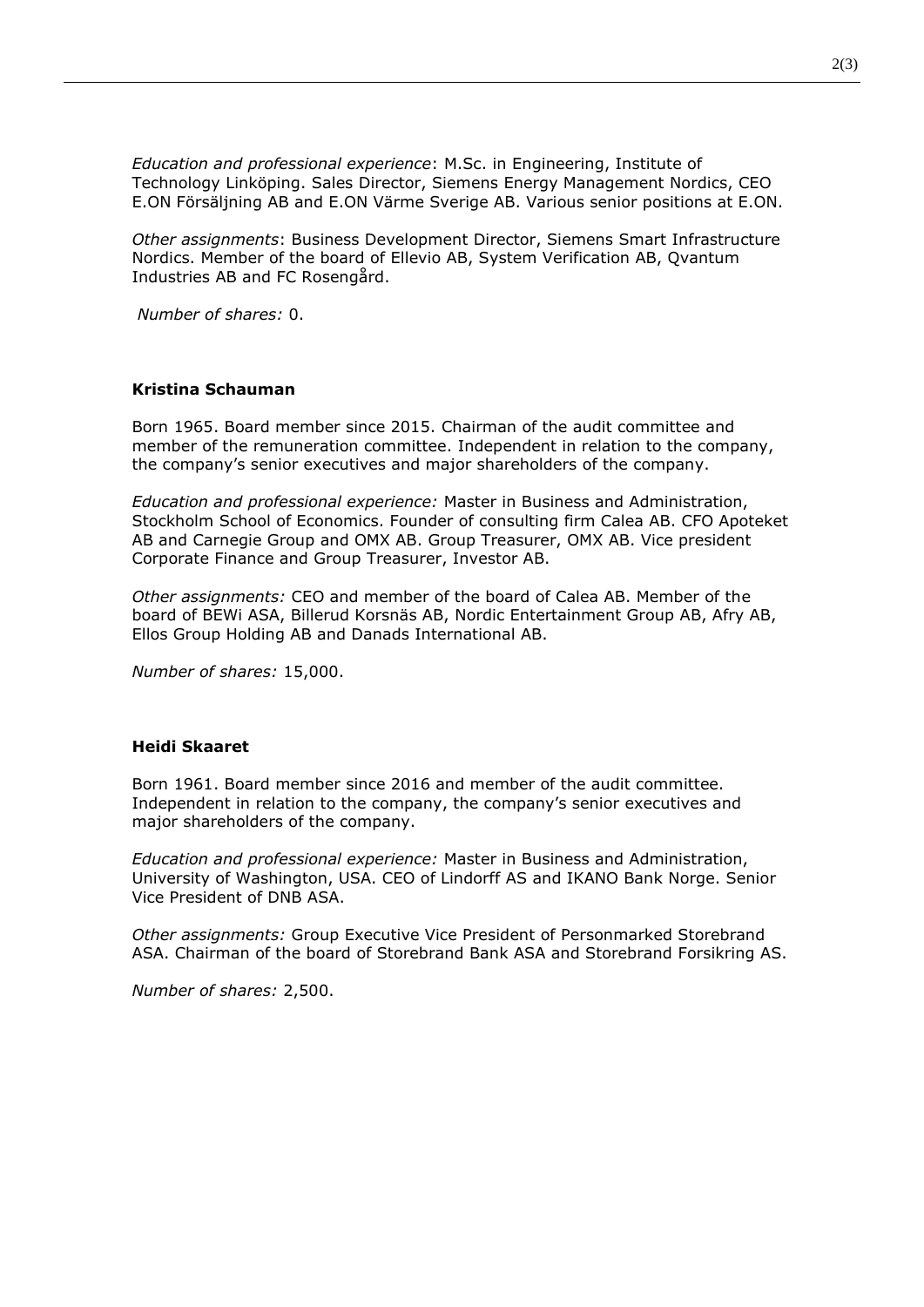*Education and professional experience*: M.Sc. in Engineering, Institute of Technology Linköping. Sales Director, Siemens Energy Management Nordics, CEO E.ON Försäljning AB and E.ON Värme Sverige AB. Various senior positions at E.ON.

*Other assignments*: Business Development Director, Siemens Smart Infrastructure Nordics. Member of the board of Ellevio AB, System Verification AB, Qvantum Industries AB and FC Rosengård.

*Number of shares:* 0.

**Kristina Schauman**

Born 1965. Board member since 2015. Chairman of the audit committee and member of the remuneration committee. Independent in relation to the company, the company's senior executives and major shareholders of the company.

*Education and professional experience:* Master in Business and Administration, Stockholm School of Economics. Founder of consulting firm Calea AB. CFO Apoteket AB and Carnegie Group and OMX AB. Group Treasurer, OMX AB. Vice president Corporate Finance and Group Treasurer, Investor AB.

*Other assignments:* CEO and member of the board of Calea AB. Member of the board of BEWi ASA, Billerud Korsnäs AB, Nordic Entertainment Group AB, Afry AB, Ellos Group Holding AB and Danads International AB.

*Number of shares:* 15,000.

**Heidi Skaaret**

Born 1961. Board member since 2016 and member of the audit committee. Independent in relation to the company, the company's senior executives and major shareholders of the company.

*Education and professional experience:* Master in Business and Administration, University of Washington, USA. CEO of Lindorff AS and IKANO Bank Norge. Senior Vice President of DNB ASA.

*Other assignments:* Group Executive Vice President of Personmarked Storebrand ASA. Chairman of the board of Storebrand Bank ASA and Storebrand Forsikring AS.

*Number of shares:* 2,500.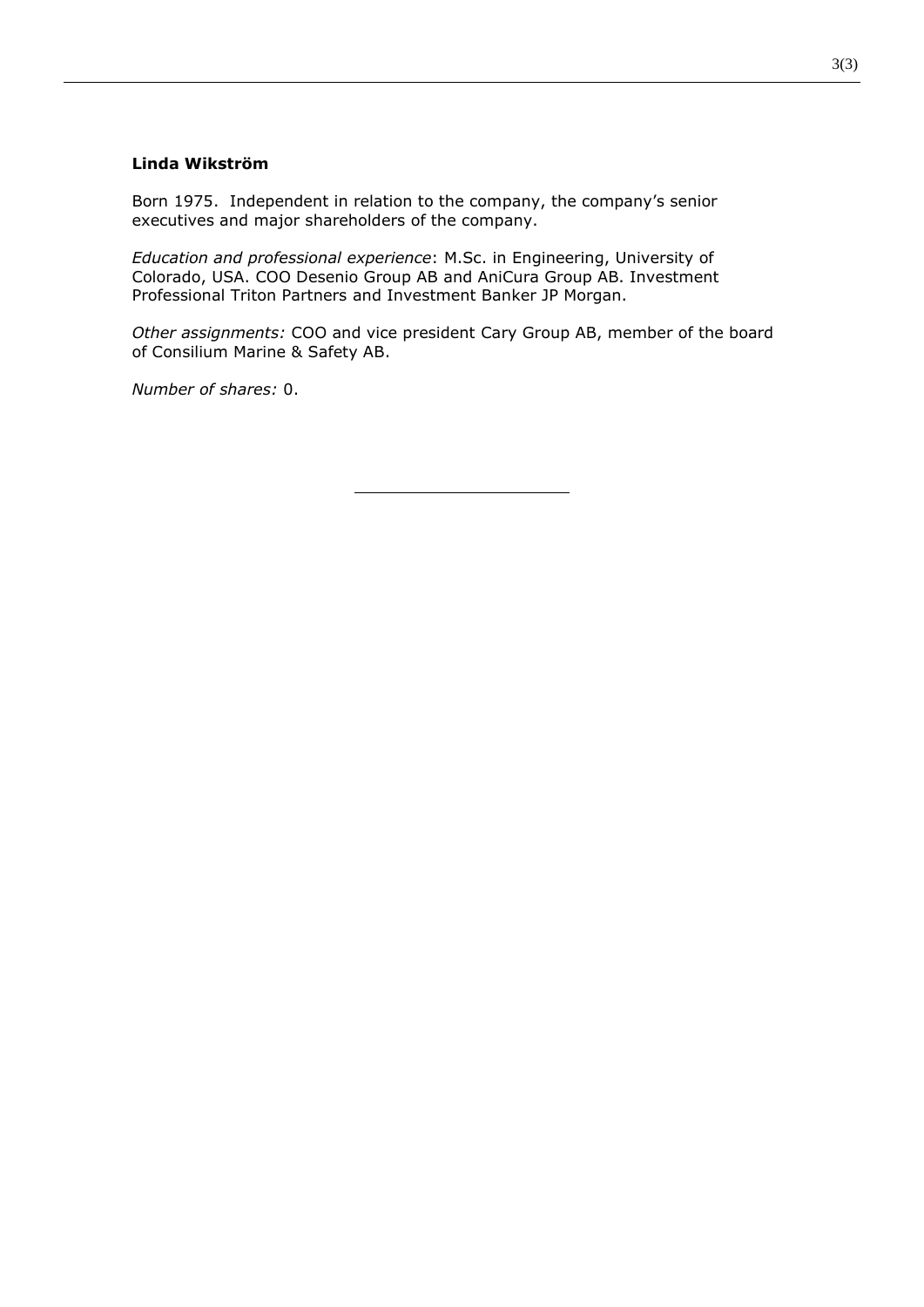**Linda Wikström**

Born 1975. Independent in relation to the company, the company's senior executives and major shareholders of the company.

*Education and professional experience*: M.Sc. in Engineering, University of Colorado, USA. COO Desenio Group AB and AniCura Group AB. Investment Professional Triton Partners and Investment Banker JP Morgan.

*Other assignments:* COO and vice president Cary Group AB, member of the board of Consilium Marine & Safety AB.

*Number of shares:* 0.

---